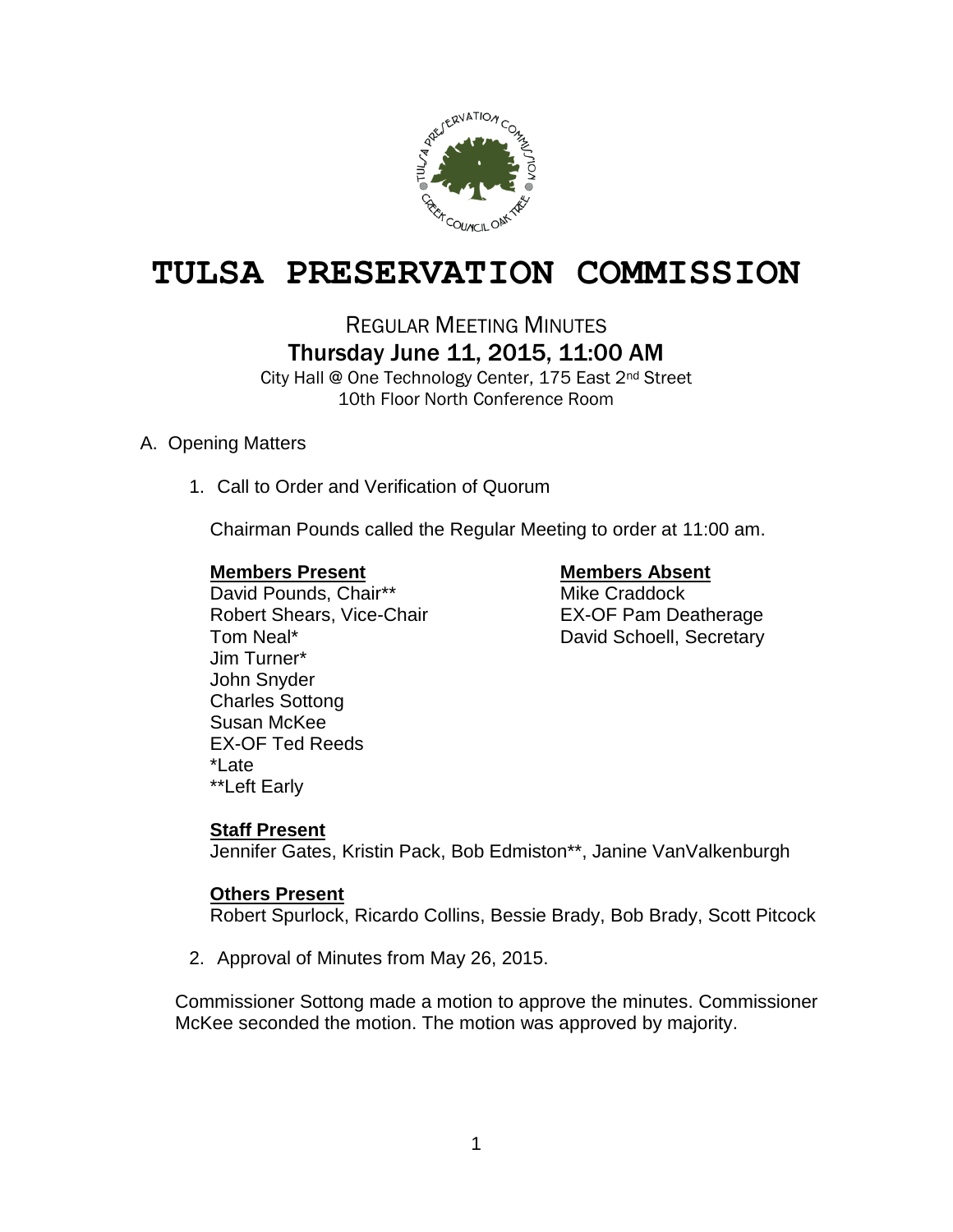# TULSA PRESERVATION COMMISSION

## REGULAR MEETING MINUTES
## Thursday June 11, 2015, 11:00 AM

City Hall @ One Technology Center, 175 East 2nd Street
10th Floor North Conference Room

A. Opening Matters

1. Call to Order and Verification of Quorum

Chairman Pounds called the Regular Meeting to order at 11:00 am.

**Members Present**
David Pounds, Chair**
Robert Shears, Vice-Chair
Tom Neal*
Jim Turner*
John Snyder
Charles Sottong
Susan McKee
EX-OF Ted Reeds
*Late
**Left Early

**Members Absent**
Mike Craddock
EX-OF Pam Deatherage
David Schoell, Secretary

**Staff Present**
Jennifer Gates, Kristin Pack, Bob Edmiston**, Janine VanValkenburgh

**Others Present**
Robert Spurlock, Ricardo Collins, Bessie Brady, Bob Brady, Scott Pitcock

2. Approval of Minutes from May 26, 2015.

Commissioner Sottong made a motion to approve the minutes. Commissioner McKee seconded the motion. The motion was approved by majority.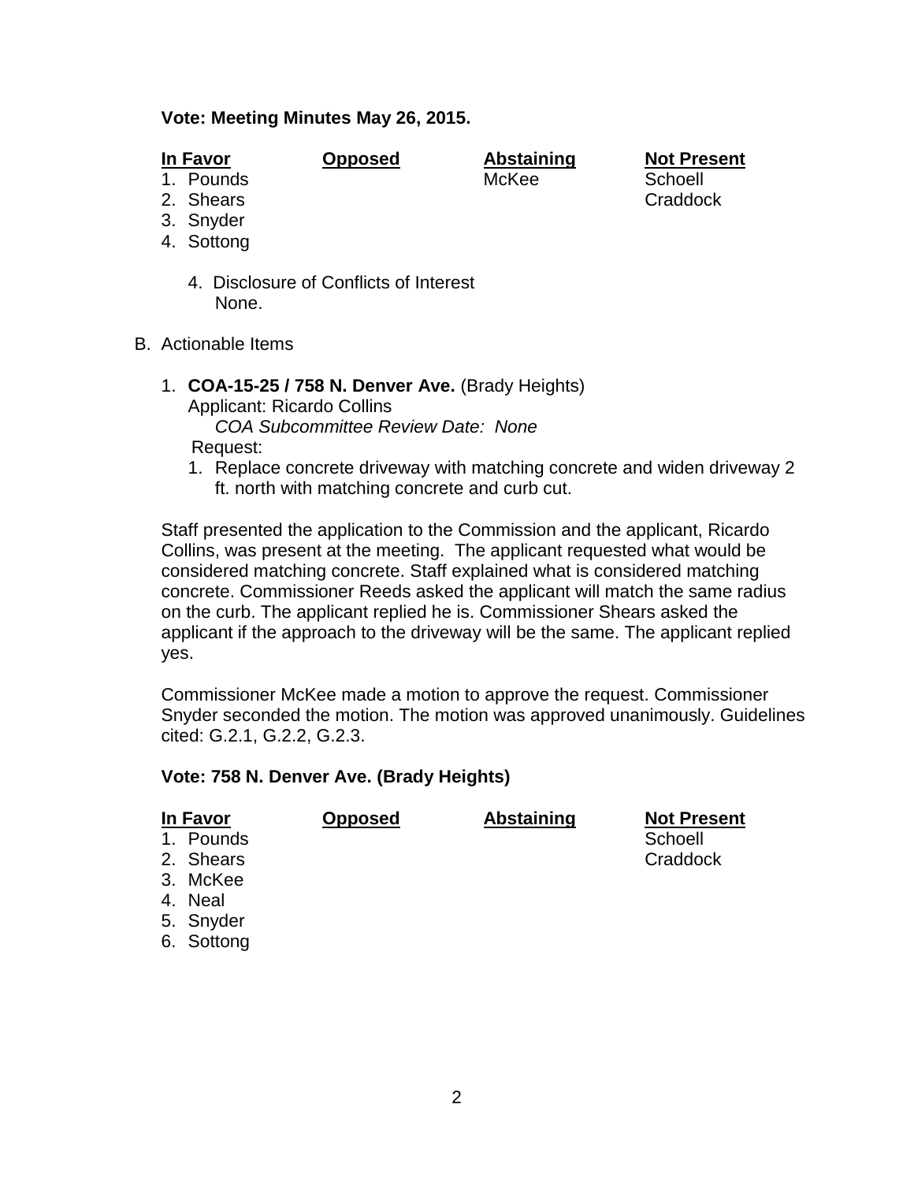**Vote: Meeting Minutes May 26, 2015.**

| In Favor | Opposed | Abstaining | Not Present |
|---|---|---|---|
| 1. Pounds | | McKee | Schoell |
| 2. Shears | | | Craddock |
| 3. Snyder | | | |
| 4. Sottong | | | |

4. Disclosure of Conflicts of Interest
   None.

B. Actionable Items

1. **COA-15-25 / 758 N. Denver Ave.** (Brady Heights)
   Applicant: Ricardo Collins
   *COA Subcommittee Review Date: None*
   Request:
   1. Replace concrete driveway with matching concrete and widen driveway 2 ft. north with matching concrete and curb cut.

Staff presented the application to the Commission and the applicant, Ricardo Collins, was present at the meeting. The applicant requested what would be considered matching concrete. Staff explained what is considered matching concrete. Commissioner Reeds asked the applicant will match the same radius on the curb. The applicant replied he is. Commissioner Shears asked the applicant if the approach to the driveway will be the same. The applicant replied yes.

Commissioner McKee made a motion to approve the request. Commissioner Snyder seconded the motion. The motion was approved unanimously. Guidelines cited: G.2.1, G.2.2, G.2.3.

**Vote: 758 N. Denver Ave. (Brady Heights)**

| In Favor | Opposed | Abstaining | Not Present |
|---|---|---|---|
| 1. Pounds | | | Schoell |
| 2. Shears | | | Craddock |
| 3. McKee | | | |
| 4. Neal | | | |
| 5. Snyder | | | |
| 6. Sottong | | | |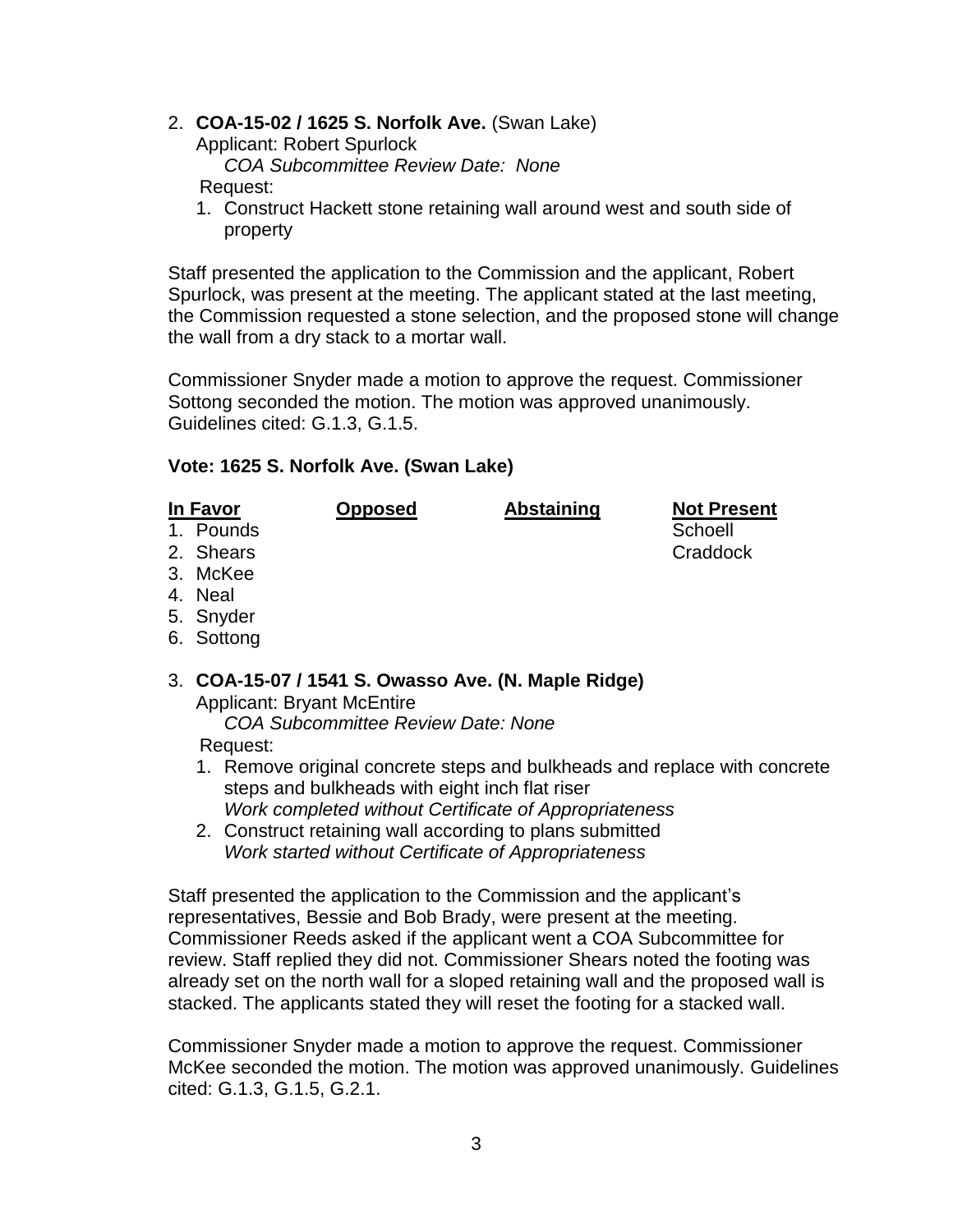2. **COA-15-02 / 1625 S. Norfolk Ave.** (Swan Lake)
   Applicant: Robert Spurlock
   *COA Subcommittee Review Date: None*
   Request:
   1. Construct Hackett stone retaining wall around west and south side of property

Staff presented the application to the Commission and the applicant, Robert Spurlock, was present at the meeting. The applicant stated at the last meeting, the Commission requested a stone selection, and the proposed stone will change the wall from a dry stack to a mortar wall.

Commissioner Snyder made a motion to approve the request. Commissioner Sottong seconded the motion. The motion was approved unanimously. Guidelines cited: G.1.3, G.1.5.

**Vote: 1625 S. Norfolk Ave. (Swan Lake)**

| In Favor | Opposed | Abstaining | Not Present |
|---|---|---|---|
| 1. Pounds | | | Schoell |
| 2. Shears | | | Craddock |
| 3. McKee | | | |
| 4. Neal | | | |
| 5. Snyder | | | |
| 6. Sottong | | | |

3. **COA-15-07 / 1541 S. Owasso Ave. (N. Maple Ridge)**
   Applicant: Bryant McEntire
   *COA Subcommittee Review Date: None*
   Request:
   1. Remove original concrete steps and bulkheads and replace with concrete steps and bulkheads with eight inch flat riser
      *Work completed without Certificate of Appropriateness*
   2. Construct retaining wall according to plans submitted
      *Work started without Certificate of Appropriateness*

Staff presented the application to the Commission and the applicant's representatives, Bessie and Bob Brady, were present at the meeting. Commissioner Reeds asked if the applicant went a COA Subcommittee for review. Staff replied they did not. Commissioner Shears noted the footing was already set on the north wall for a sloped retaining wall and the proposed wall is stacked. The applicants stated they will reset the footing for a stacked wall.

Commissioner Snyder made a motion to approve the request. Commissioner McKee seconded the motion. The motion was approved unanimously. Guidelines cited: G.1.3, G.1.5, G.2.1.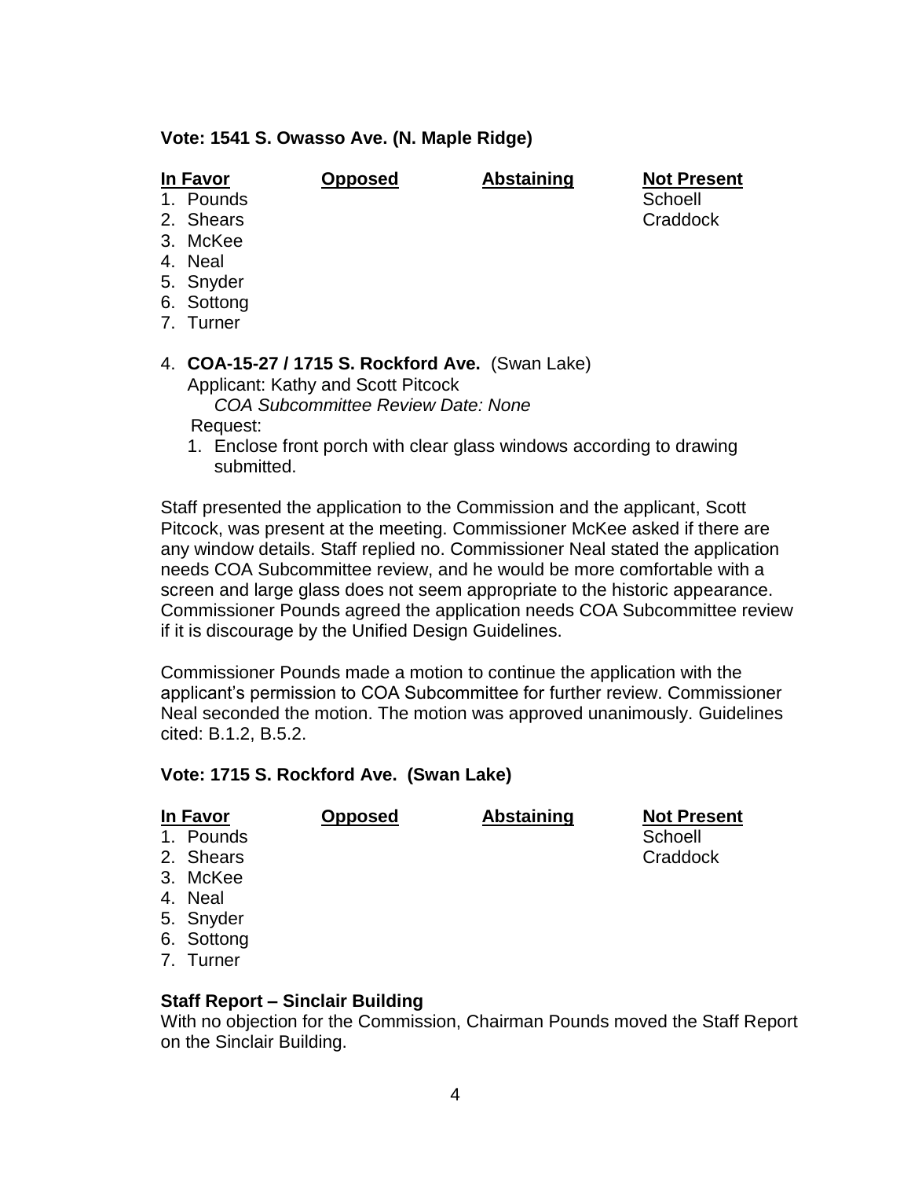**Vote: 1541 S. Owasso Ave. (N. Maple Ridge)**

| In Favor | Opposed | Abstaining | Not Present |
|---|---|---|---|
| 1. Pounds | | | Schoell |
| 2. Shears | | | Craddock |
| 3. McKee | | | |
| 4. Neal | | | |
| 5. Snyder | | | |
| 6. Sottong | | | |
| 7. Turner | | | |

4. **COA-15-27 / 1715 S. Rockford Ave.** (Swan Lake)
   Applicant: Kathy and Scott Pitcock
   *COA Subcommittee Review Date: None*
   Request:
   1. Enclose front porch with clear glass windows according to drawing submitted.

Staff presented the application to the Commission and the applicant, Scott Pitcock, was present at the meeting. Commissioner McKee asked if there are any window details. Staff replied no. Commissioner Neal stated the application needs COA Subcommittee review, and he would be more comfortable with a screen and large glass does not seem appropriate to the historic appearance. Commissioner Pounds agreed the application needs COA Subcommittee review if it is discourage by the Unified Design Guidelines.

Commissioner Pounds made a motion to continue the application with the applicant's permission to COA Subcommittee for further review. Commissioner Neal seconded the motion. The motion was approved unanimously. Guidelines cited: B.1.2, B.5.2.

**Vote: 1715 S. Rockford Ave. (Swan Lake)**

| In Favor | Opposed | Abstaining | Not Present |
|---|---|---|---|
| 1. Pounds | | | Schoell |
| 2. Shears | | | Craddock |
| 3. McKee | | | |
| 4. Neal | | | |
| 5. Snyder | | | |
| 6. Sottong | | | |
| 7. Turner | | | |

**Staff Report – Sinclair Building**

With no objection for the Commission, Chairman Pounds moved the Staff Report on the Sinclair Building.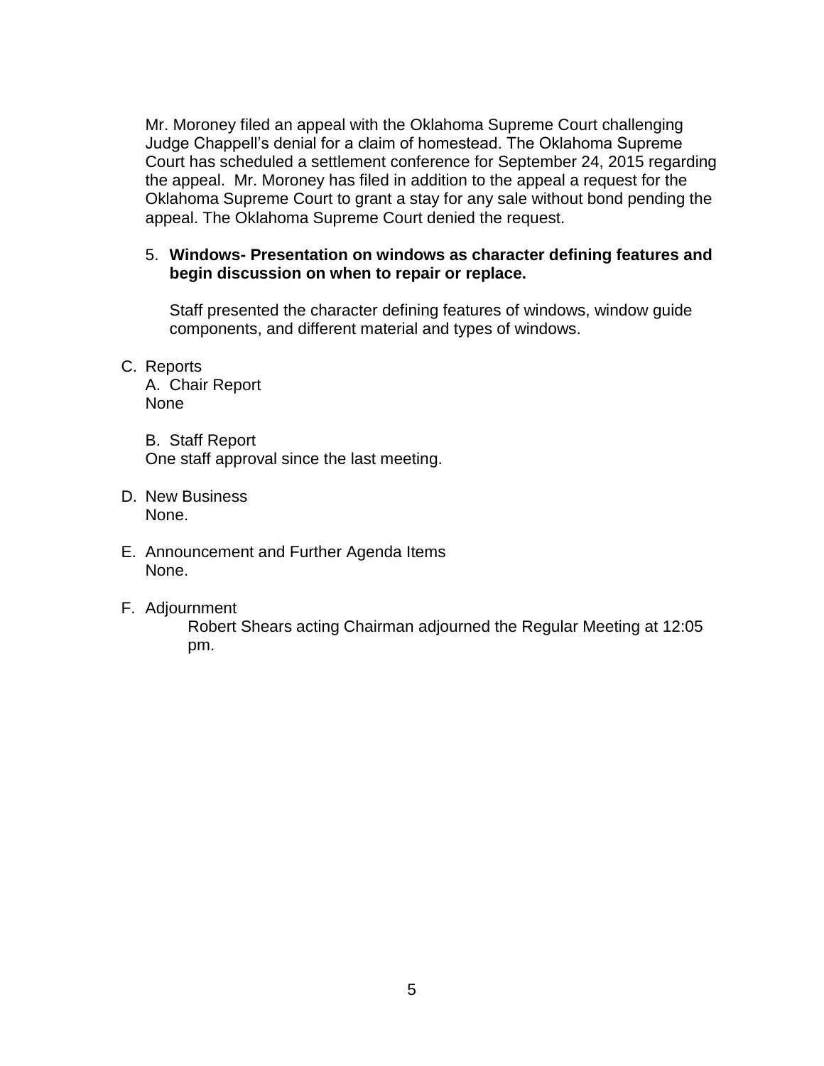Mr. Moroney filed an appeal with the Oklahoma Supreme Court challenging Judge Chappell's denial for a claim of homestead. The Oklahoma Supreme Court has scheduled a settlement conference for September 24, 2015 regarding the appeal. Mr. Moroney has filed in addition to the appeal a request for the Oklahoma Supreme Court to grant a stay for any sale without bond pending the appeal. The Oklahoma Supreme Court denied the request.

5. **Windows- Presentation on windows as character defining features and begin discussion on when to repair or replace.**

   Staff presented the character defining features of windows, window guide components, and different material and types of windows.

C. Reports

   A. Chair Report
   None

   B. Staff Report
   One staff approval since the last meeting.

D. New Business
   None.

E. Announcement and Further Agenda Items
   None.

F. Adjournment
   Robert Shears acting Chairman adjourned the Regular Meeting at 12:05 pm.